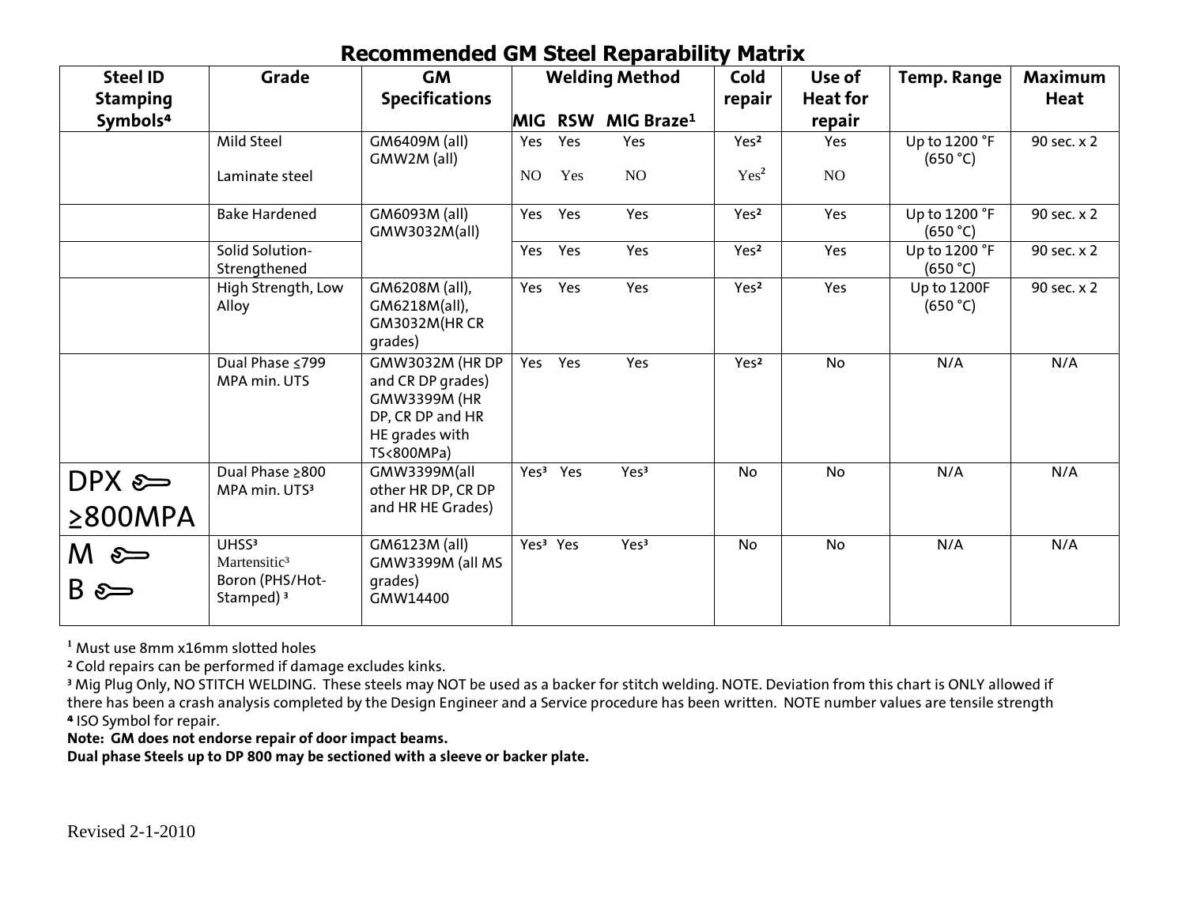# Recommended GM Steel Reparability Matrix

| Steel ID Stamping Symbols[4] | Grade | GM Specifications | Welding Method | | | Cold repair | Use of Heat for repair | Temp. Range | Maximum Heat |
|---|---|---|---|---|---|---|---|---|---|
| | | | MIG | RSW | MIG Braze[1] | | | | |
| | Mild Steel | GM6409M (all) GMW2M (all) | Yes | Yes | Yes | Yes[2] | Yes | Up to 1200 °F (650 °C) | 90 sec. x 2 |
| | Laminate steel | | NO | Yes | NO | Yes[2] | NO | | |
| | Bake Hardened | GM6093M (all) GMW3032M(all) | Yes | Yes | Yes | Yes[2] | Yes | Up to 1200 °F (650 °C) | 90 sec. x 2 |
| | Solid Solution-Strengthened | | Yes | Yes | Yes | Yes[2] | Yes | Up to 1200 °F (650 °C) | 90 sec. x 2 |
| | High Strength, Low Alloy | GM6208M (all), GM6218M(all), GM3032M(HR CR grades) | Yes | Yes | Yes | Yes[2] | Yes | Up to 1200F (650 °C) | 90 sec. x 2 |
| | Dual Phase ≤799 MPA min. UTS | GMW3032M (HR DP and CR DP grades) GMW3399M (HR DP, CR DP and HR HE grades with TS<800MPa) | Yes | Yes | Yes | Yes[2] | No | N/A | N/A |
| DPX ≥800MPA | Dual Phase ≥800 MPA min. UTS[3] | GMW3399M(all other HR DP, CR DP and HR HE Grades) | Yes[3] | Yes | Yes[3] | No | No | N/A | N/A |
| M B | UHSS[3] Martensitic[3] Boron (PHS/Hot-Stamped) [3] | GM6123M (all) GMW3399M (all MS grades) GMW14400 | Yes[3] | Yes | Yes[3] | No | No | N/A | N/A |

[1] Must use 8mm x16mm slotted holes

[2] Cold repairs can be performed if damage excludes kinks.

[3] Mig Plug Only, NO STITCH WELDING. These steels may NOT be used as a backer for stitch welding. NOTE. Deviation from this chart is ONLY allowed if there has been a crash analysis completed by the Design Engineer and a Service procedure has been written. NOTE number values are tensile strength

[4] ISO Symbol for repair.

**Note: GM does not endorse repair of door impact beams.**

**Dual phase Steels up to DP 800 may be sectioned with a sleeve or backer plate.**

Revised 2-1-2010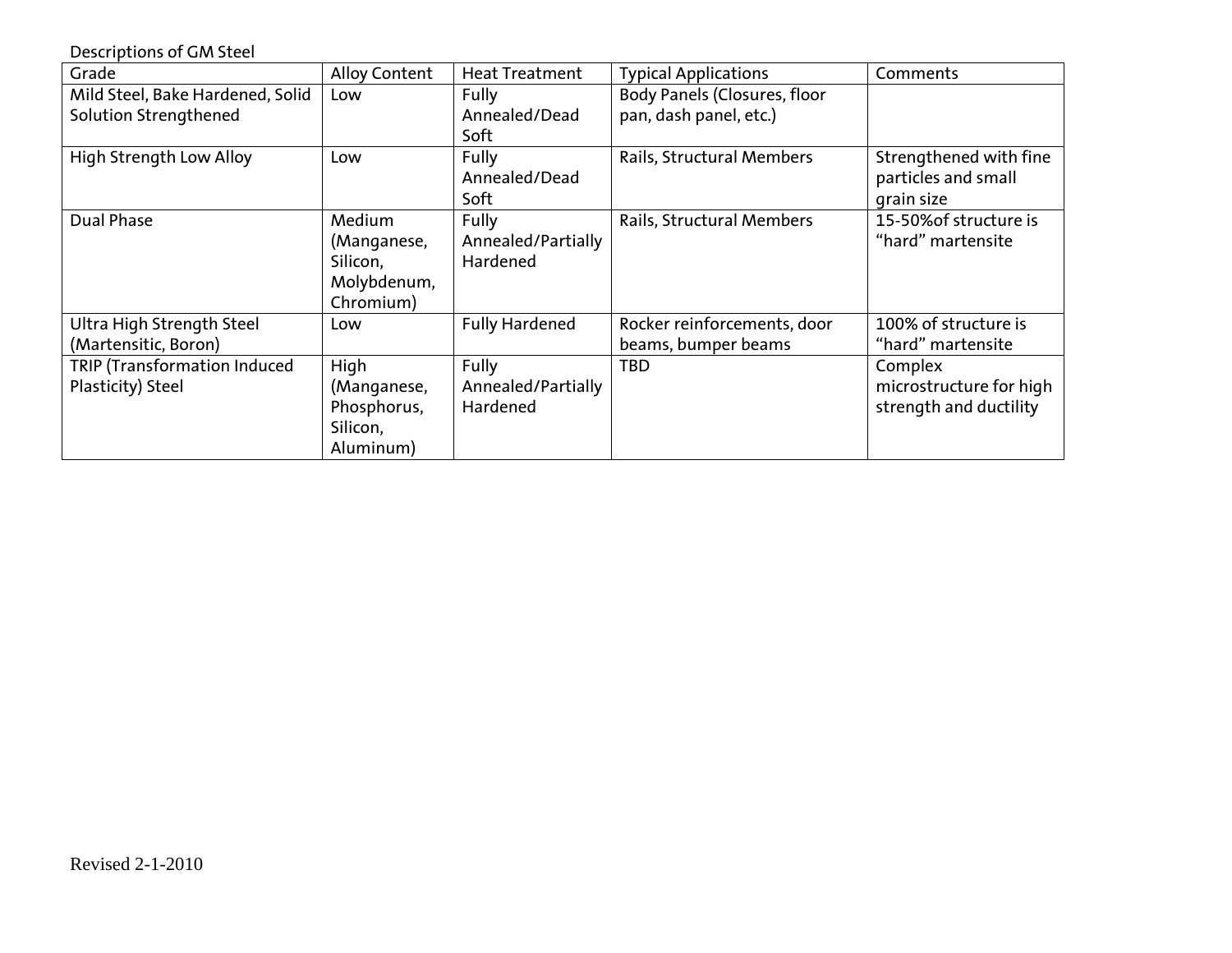Descriptions of GM Steel

| Grade | Alloy Content | Heat Treatment | Typical Applications | Comments |
|---|---|---|---|---|
| Mild Steel, Bake Hardened, Solid Solution Strengthened | Low | Fully Annealed/Dead Soft | Body Panels (Closures, floor pan, dash panel, etc.) | |
| High Strength Low Alloy | Low | Fully Annealed/Dead Soft | Rails, Structural Members | Strengthened with fine particles and small grain size |
| Dual Phase | Medium (Manganese, Silicon, Molybdenum, Chromium) | Fully Annealed/Partially Hardened | Rails, Structural Members | 15-50%of structure is "hard" martensite |
| Ultra High Strength Steel (Martensitic, Boron) | Low | Fully Hardened | Rocker reinforcements, door beams, bumper beams | 100% of structure is "hard" martensite |
| TRIP (Transformation Induced Plasticity) Steel | High (Manganese, Phosphorus, Silicon, Aluminum) | Fully Annealed/Partially Hardened | TBD | Complex microstructure for high strength and ductility |

Revised 2-1-2010